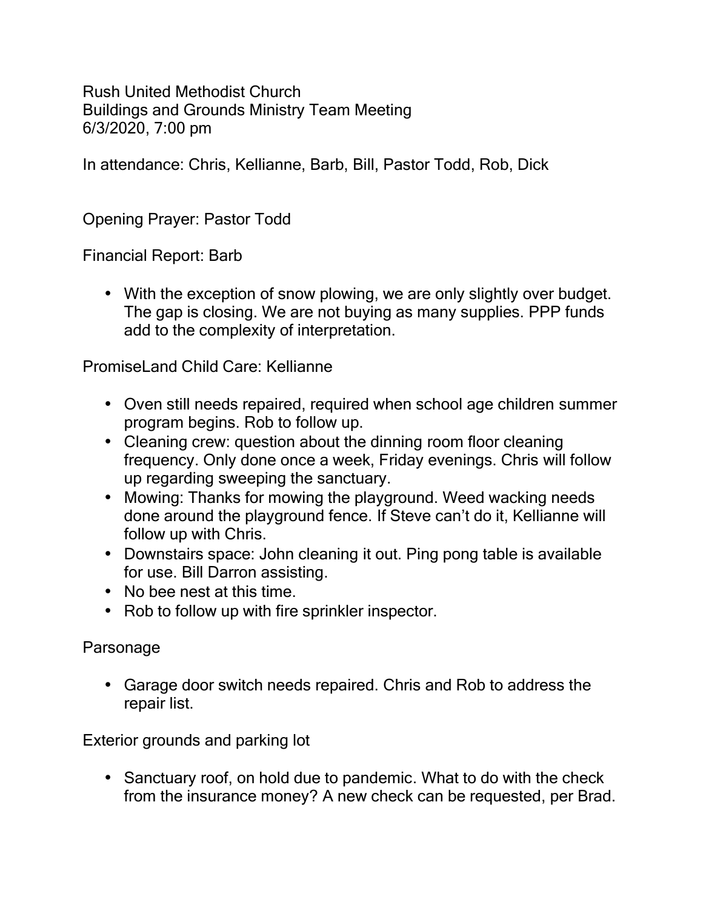Rush United Methodist Church
Buildings and Grounds Ministry Team Meeting
6/3/2020, 7:00 pm

In attendance: Chris, Kellianne, Barb, Bill, Pastor Todd, Rob, Dick

Opening Prayer: Pastor Todd

Financial Report: Barb

- With the exception of snow plowing, we are only slightly over budget. The gap is closing. We are not buying as many supplies. PPP funds add to the complexity of interpretation.

PromiseLand Child Care: Kellianne

- Oven still needs repaired, required when school age children summer program begins. Rob to follow up.
- Cleaning crew: question about the dinning room floor cleaning frequency. Only done once a week, Friday evenings. Chris will follow up regarding sweeping the sanctuary.
- Mowing: Thanks for mowing the playground. Weed wacking needs done around the playground fence. If Steve can't do it, Kellianne will follow up with Chris.
- Downstairs space: John cleaning it out. Ping pong table is available for use. Bill Darron assisting.
- No bee nest at this time.
- Rob to follow up with fire sprinkler inspector.

Parsonage

- Garage door switch needs repaired. Chris and Rob to address the repair list.

Exterior grounds and parking lot

- Sanctuary roof, on hold due to pandemic. What to do with the check from the insurance money? A new check can be requested, per Brad.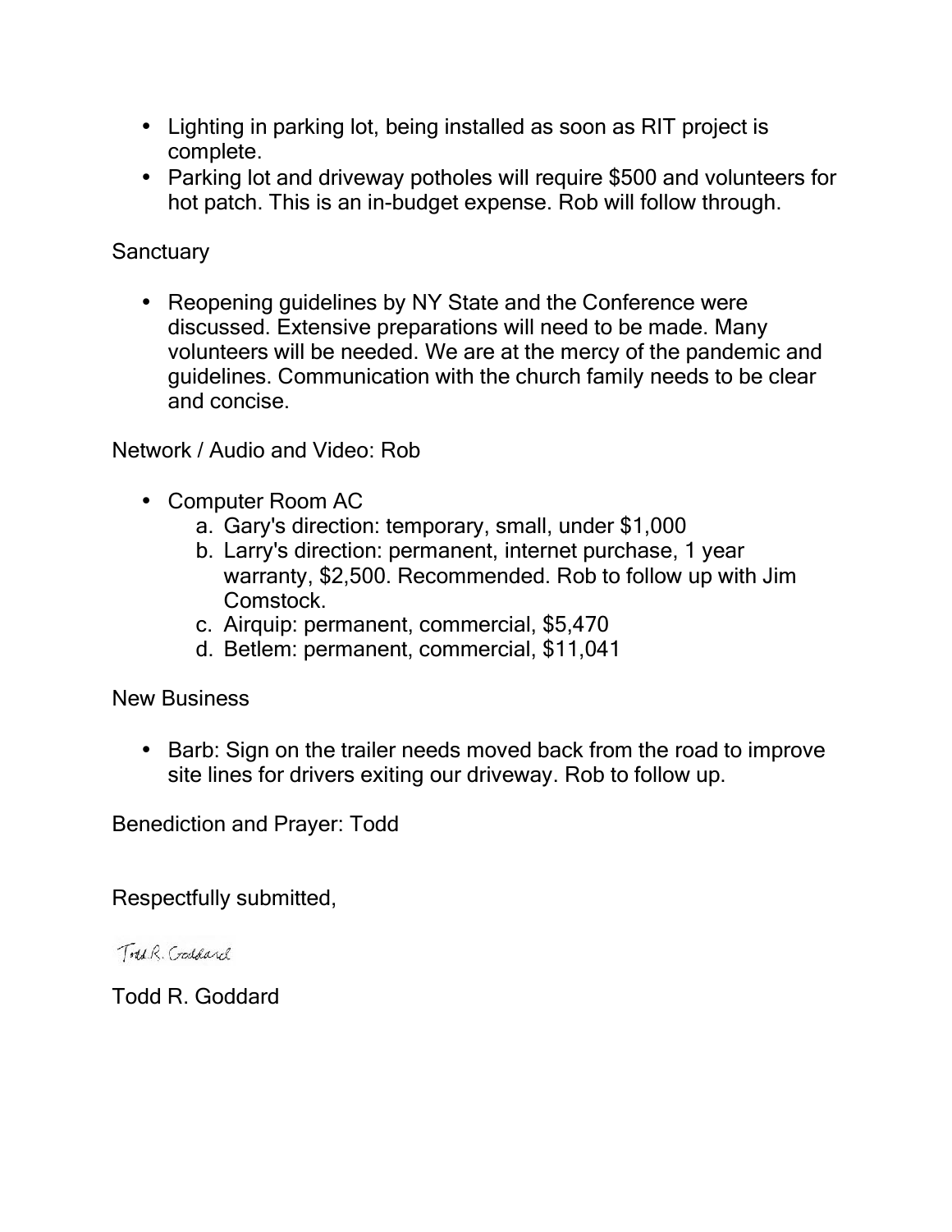- Lighting in parking lot, being installed as soon as RIT project is complete.
- Parking lot and driveway potholes will require $500 and volunteers for hot patch. This is an in-budget expense. Rob will follow through.

Sanctuary

- Reopening guidelines by NY State and the Conference were discussed. Extensive preparations will need to be made. Many volunteers will be needed. We are at the mercy of the pandemic and guidelines. Communication with the church family needs to be clear and concise.

Network / Audio and Video: Rob

- Computer Room AC
    a. Gary's direction: temporary, small, under $1,000
    b. Larry's direction: permanent, internet purchase, 1 year warranty, $2,500. Recommended. Rob to follow up with Jim Comstock.
    c. Airquip: permanent, commercial, $5,470
    d. Betlem: permanent, commercial, $11,041

New Business

- Barb: Sign on the trailer needs moved back from the road to improve site lines for drivers exiting our driveway. Rob to follow up.

Benediction and Prayer: Todd

Respectfully submitted,

Todd R. Goddard

Todd R. Goddard